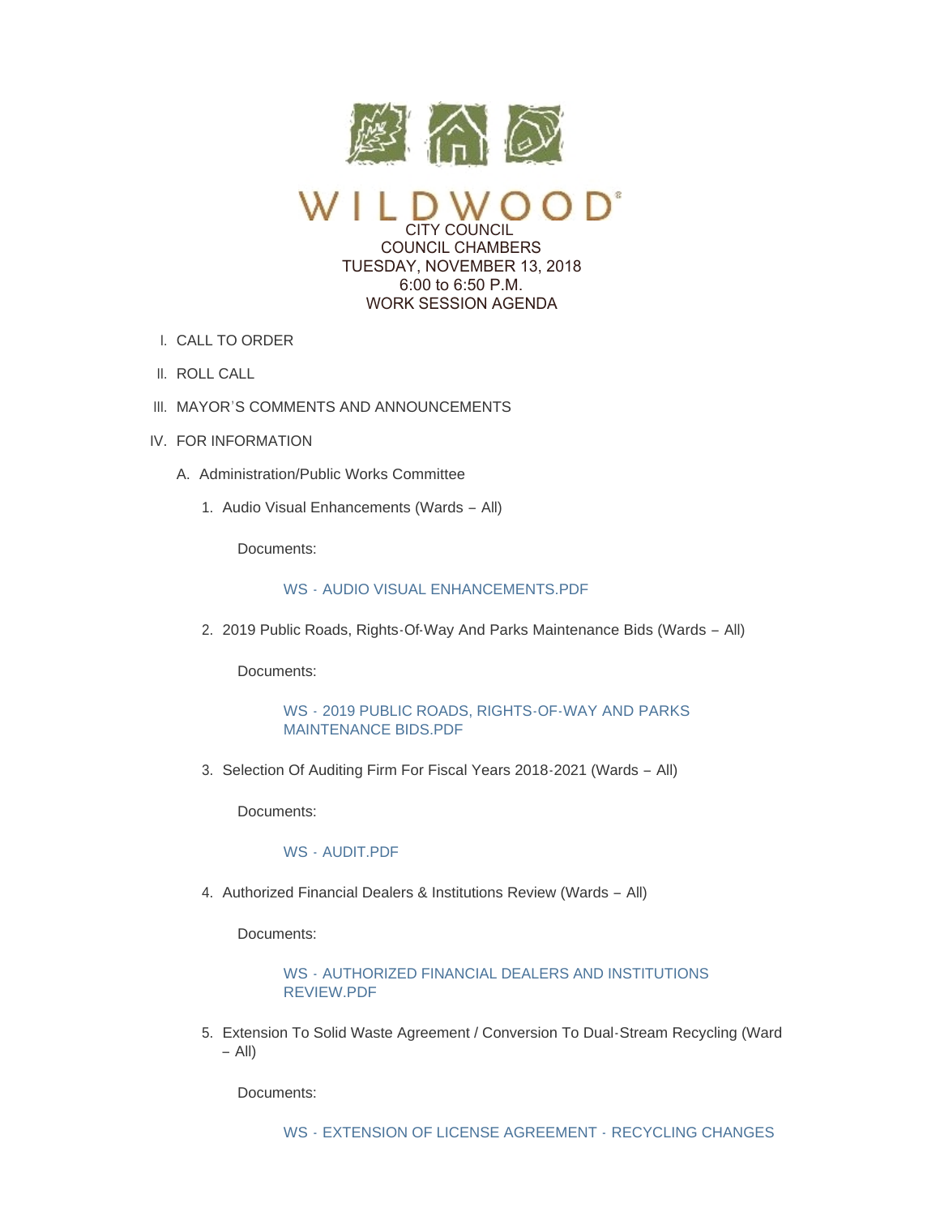# WILDWOOD

CITY COUNCIL
COUNCIL CHAMBERS
TUESDAY, NOVEMBER 13, 2018
6:00 to 6:50 P.M.
WORK SESSION AGENDA

I. CALL TO ORDER

II. ROLL CALL

III. MAYOR'S COMMENTS AND ANNOUNCEMENTS

IV. FOR INFORMATION

A. Administration/Public Works Committee

1. Audio Visual Enhancements (Wards – All)

   Documents:

   WS - AUDIO VISUAL ENHANCEMENTS.PDF

2. 2019 Public Roads, Rights-Of-Way And Parks Maintenance Bids (Wards – All)

   Documents:

   WS - 2019 PUBLIC ROADS, RIGHTS-OF-WAY AND PARKS MAINTENANCE BIDS.PDF

3. Selection Of Auditing Firm For Fiscal Years 2018-2021 (Wards – All)

   Documents:

   WS - AUDIT.PDF

4. Authorized Financial Dealers & Institutions Review (Wards – All)

   Documents:

   WS - AUTHORIZED FINANCIAL DEALERS AND INSTITUTIONS REVIEW.PDF

5. Extension To Solid Waste Agreement / Conversion To Dual-Stream Recycling (Ward – All)

   Documents:

   WS - EXTENSION OF LICENSE AGREEMENT - RECYCLING CHANGES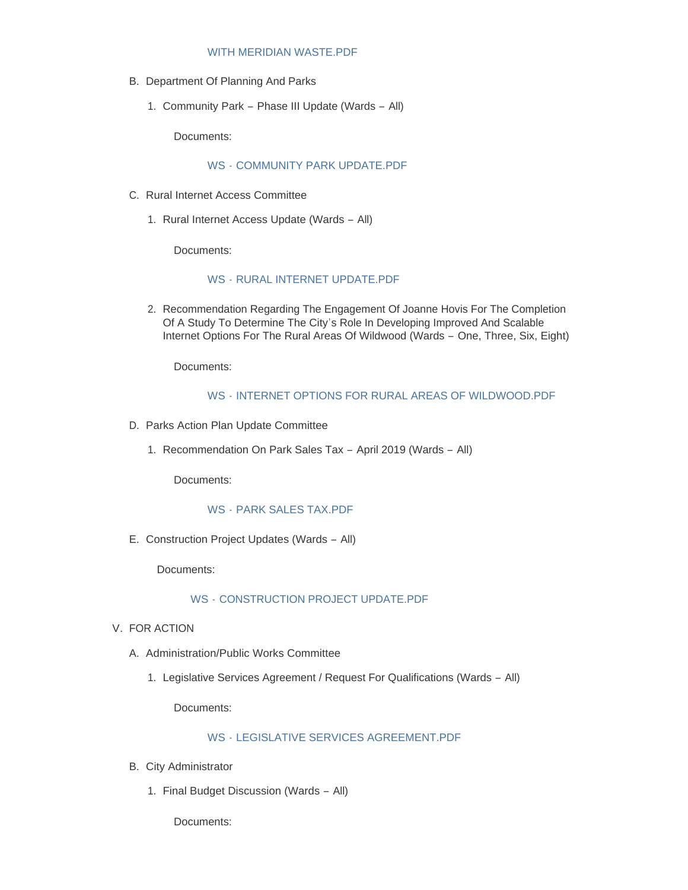WITH MERIDIAN WASTE.PDF

B. Department Of Planning And Parks

   1. Community Park – Phase III Update (Wards – All)

      Documents:

      WS - COMMUNITY PARK UPDATE.PDF

C. Rural Internet Access Committee

   1. Rural Internet Access Update (Wards – All)

      Documents:

      WS - RURAL INTERNET UPDATE.PDF

   2. Recommendation Regarding The Engagement Of Joanne Hovis For The Completion Of A Study To Determine The City's Role In Developing Improved And Scalable Internet Options For The Rural Areas Of Wildwood (Wards – One, Three, Six, Eight)

      Documents:

      WS - INTERNET OPTIONS FOR RURAL AREAS OF WILDWOOD.PDF

D. Parks Action Plan Update Committee

   1. Recommendation On Park Sales Tax – April 2019 (Wards – All)

      Documents:

      WS - PARK SALES TAX.PDF

E. Construction Project Updates (Wards – All)

   Documents:

   WS - CONSTRUCTION PROJECT UPDATE.PDF

V. FOR ACTION

A. Administration/Public Works Committee

   1. Legislative Services Agreement / Request For Qualifications (Wards – All)

      Documents:

      WS - LEGISLATIVE SERVICES AGREEMENT.PDF

B. City Administrator

   1. Final Budget Discussion (Wards – All)

      Documents: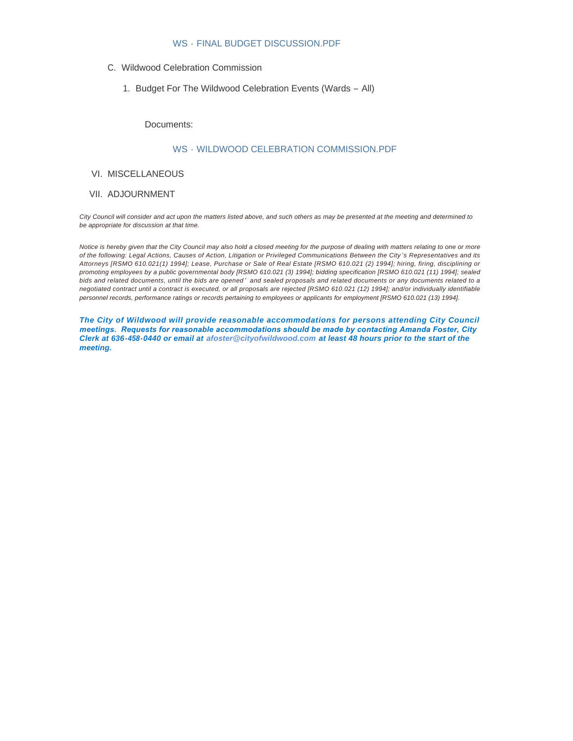WS - FINAL BUDGET DISCUSSION.PDF

C. Wildwood Celebration Commission

1. Budget For The Wildwood Celebration Events (Wards – All)

Documents:

WS - WILDWOOD CELEBRATION COMMISSION.PDF

VI. MISCELLANEOUS

VII. ADJOURNMENT

*City Council will consider and act upon the matters listed above, and such others as may be presented at the meeting and determined to be appropriate for discussion at that time.*

*Notice is hereby given that the City Council may also hold a closed meeting for the purpose of dealing with matters relating to one or more of the following: Legal Actions, Causes of Action, Litigation or Privileged Communications Between the City's Representatives and its Attorneys [RSMO 610.021(1) 1994]; Lease, Purchase or Sale of Real Estate [RSMO 610.021 (2) 1994]; hiring, firing, disciplining or promoting employees by a public governmental body [RSMO 610.021 (3) 1994]; bidding specification [RSMO 610.021 (11) 1994]; sealed bids and related documents, until the bids are opened' and sealed proposals and related documents or any documents related to a negotiated contract until a contract is executed, or all proposals are rejected [RSMO 610.021 (12) 1994]; and/or individually identifiable personnel records, performance ratings or records pertaining to employees or applicants for employment [RSMO 610.021 (13) 1994].*

***The City of Wildwood will provide reasonable accommodations for persons attending City Council meetings. Requests for reasonable accommodations should be made by contacting Amanda Foster, City Clerk at 636-458-0440 or email at afoster@cityofwildwood.com at least 48 hours prior to the start of the meeting.***